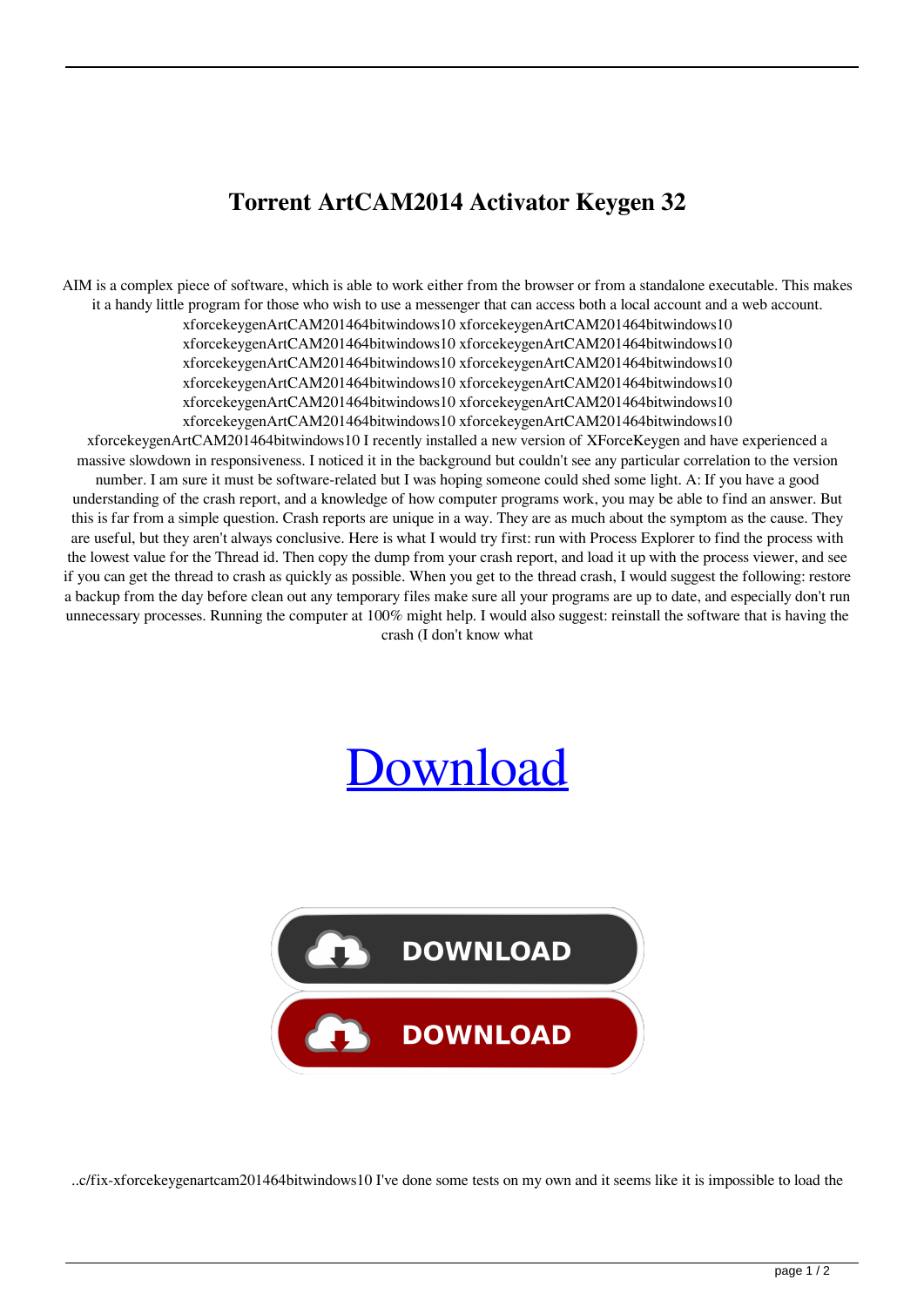# Torrent ArtCAM2014 Activator Keygen 32

AIM is a complex piece of software, which is able to work either from the browser or from a standalone executable. This makes it a handy little program for those who wish to use a messenger that can access both a local account and a web account. xforcekeygenArtCAM201464bitwindows10 xforcekeygenArtCAM201464bitwindows10 xforcekeygenArtCAM201464bitwindows10 xforcekeygenArtCAM201464bitwindows10 xforcekeygenArtCAM201464bitwindows10 xforcekeygenArtCAM201464bitwindows10 xforcekeygenArtCAM201464bitwindows10 xforcekeygenArtCAM201464bitwindows10 xforcekeygenArtCAM201464bitwindows10 xforcekeygenArtCAM201464bitwindows10 xforcekeygenArtCAM201464bitwindows10 xforcekeygenArtCAM201464bitwindows10 xforcekeygenArtCAM201464bitwindows10 I recently installed a new version of XForceKeygen and have experienced a massive slowdown in responsiveness. I noticed it in the background but couldn't see any particular correlation to the version number. I am sure it must be software-related but I was hoping someone could shed some light. A: If you have a good understanding of the crash report, and a knowledge of how computer programs work, you may be able to find an answer. But this is far from a simple question. Crash reports are unique in a way. They are as much about the symptom as the cause. They are useful, but they aren't always conclusive. Here is what I would try first: run with Process Explorer to find the process with the lowest value for the Thread id. Then copy the dump from your crash report, and load it up with the process viewer, and see if you can get the thread to crash as quickly as possible. When you get to the thread crash, I would suggest the following: restore a backup from the day before clean out any temporary files make sure all your programs are up to date, and especially don't run unnecessary processes. Running the computer at 100% might help. I would also suggest: reinstall the software that is having the crash (I don't know what

[Download]

DOWNLOAD

DOWNLOAD

..c/fix-xforcekeygenartcam201464bitwindows10 I've done some tests on my own and it seems like it is impossible to load the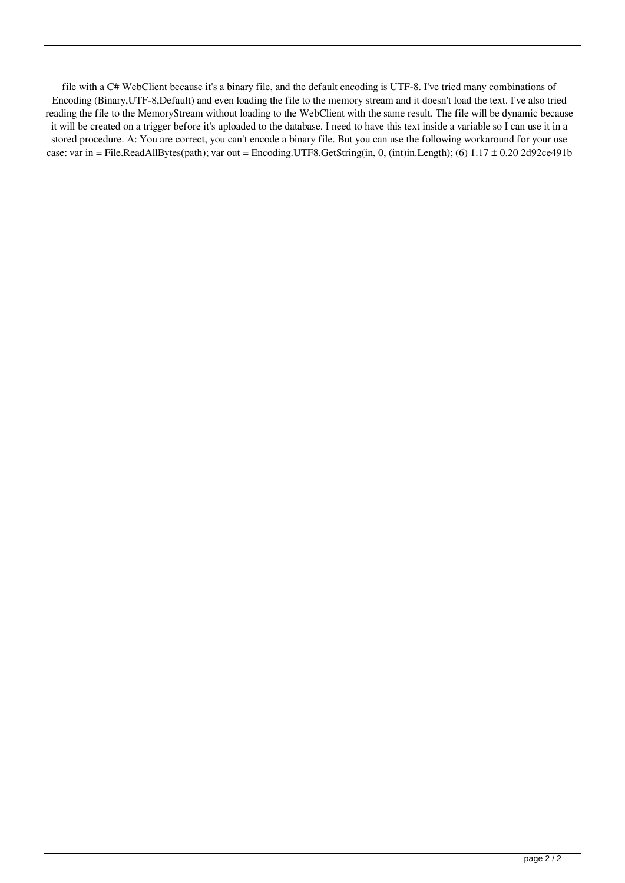file with a C# WebClient because it's a binary file, and the default encoding is UTF-8. I've tried many combinations of Encoding (Binary,UTF-8,Default) and even loading the file to the memory stream and it doesn't load the text. I've also tried reading the file to the MemoryStream without loading to the WebClient with the same result. The file will be dynamic because it will be created on a trigger before it's uploaded to the database. I need to have this text inside a variable so I can use it in a stored procedure. A: You are correct, you can't encode a binary file. But you can use the following workaround for your use case: var in = File.ReadAllBytes(path); var out = Encoding.UTF8.GetString(in, 0, (int)in.Length); (6) $1.17 \pm 0.20$ 2d92ce491b